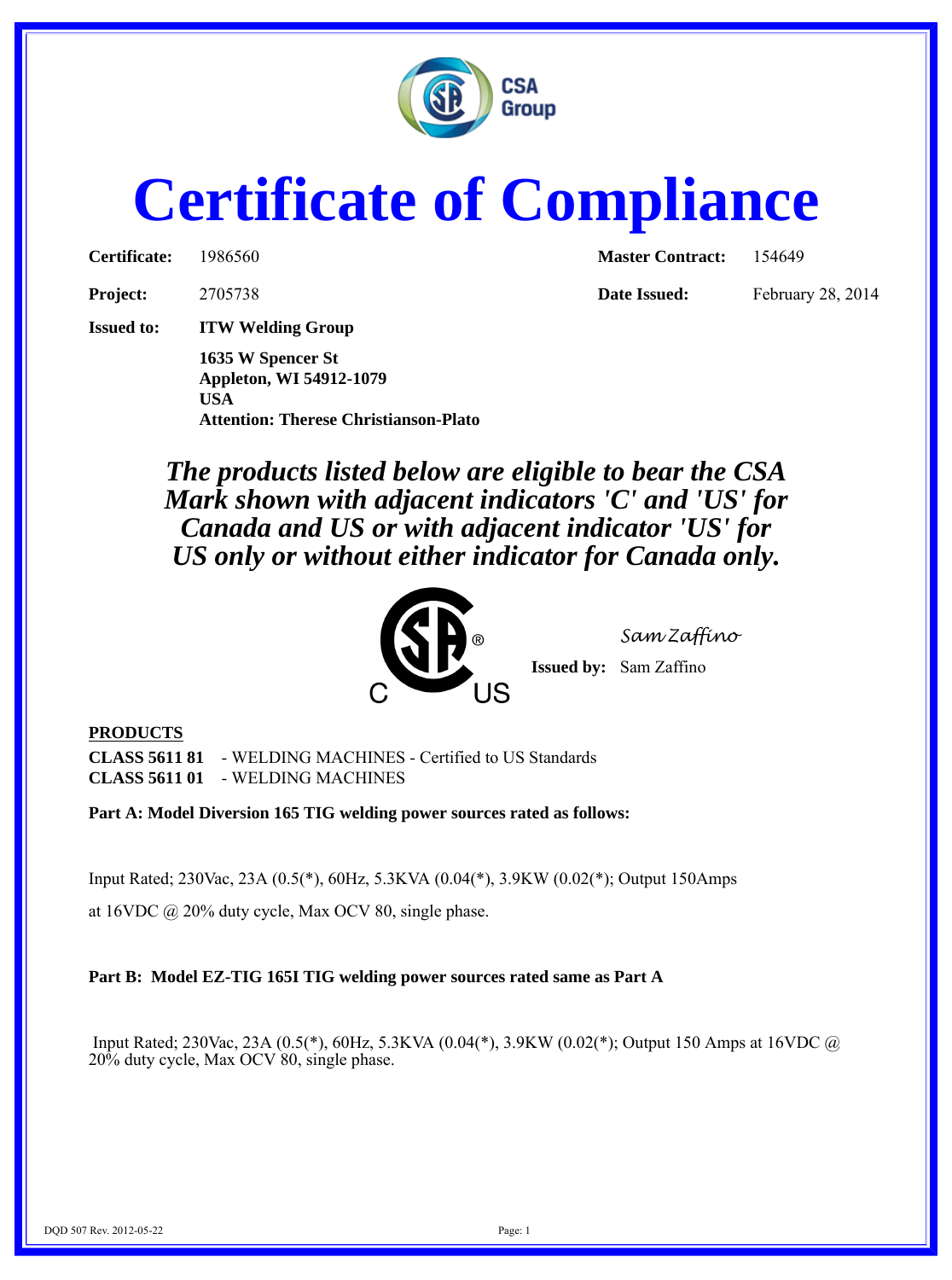CSA Group

# Certificate of Compliance

| | | | |
|---|---|---|---|
| **Certificate:** | 1986560 | **Master Contract:** | 154649 |
| **Project:** | 2705738 | **Date Issued:** | February 28, 2014 |

**Issued to:** **ITW Welding Group**

**1635 W Spencer St**
**Appleton, WI 54912-1079**
**USA**
**Attention: Therese Christianson-Plato**

***The products listed below are eligible to bear the CSA Mark shown with adjacent indicators 'C' and 'US' for Canada and US or with adjacent indicator 'US' for US only or without either indicator for Canada only.***

C US

*Sam Zaffino*

**Issued by:** Sam Zaffino

**PRODUCTS**

**CLASS 5611 81** - WELDING MACHINES - Certified to US Standards
**CLASS 5611 01** - WELDING MACHINES

**Part A: Model Diversion 165 TIG welding power sources rated as follows:**

Input Rated; 230Vac, 23A (0.5(*), 60Hz, 5.3KVA (0.04(*), 3.9KW (0.02(*); Output 150Amps at 16VDC @ 20% duty cycle, Max OCV 80, single phase.

**Part B: Model EZ-TIG 165I TIG welding power sources rated same as Part A**

Input Rated; 230Vac, 23A (0.5(*), 60Hz, 5.3KVA (0.04(*), 3.9KW (0.02(*); Output 150 Amps at 16VDC @ 20% duty cycle, Max OCV 80, single phase.

DQD 507 Rev. 2012-05-22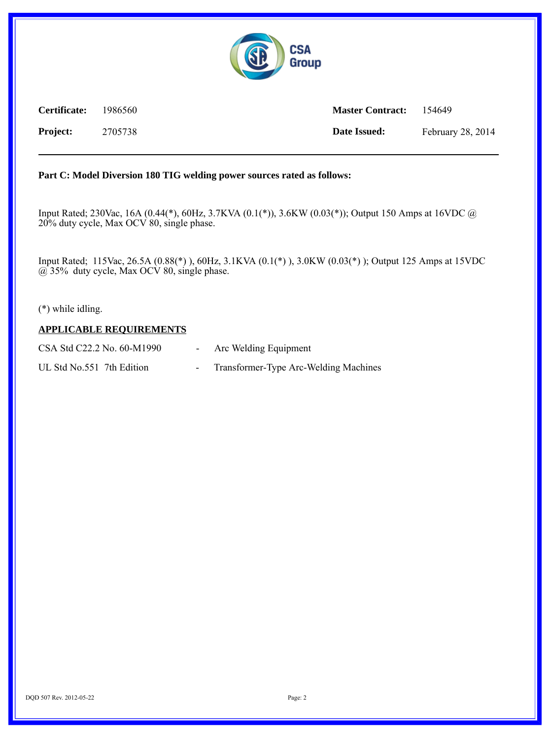**Certificate:** 1986560 **Master Contract:** 154649

**Project:** 2705738 **Date Issued:** February 28, 2014

---

**Part C: Model Diversion 180 TIG welding power sources rated as follows:**

Input Rated; 230Vac, 16A (0.44(*), 60Hz, 3.7KVA (0.1(*)), 3.6KW (0.03(*)); Output 150 Amps at 16VDC @ 20% duty cycle, Max OCV 80, single phase.

Input Rated; 115Vac, 26.5A (0.88(*) ), 60Hz, 3.1KVA (0.1(*) ), 3.0KW (0.03(*) ); Output 125 Amps at 15VDC @ 35% duty cycle, Max OCV 80, single phase.

(*) while idling.

**APPLICABLE REQUIREMENTS**

| | | |
|---|---|---|
| CSA Std C22.2 No. 60-M1990 | - | Arc Welding Equipment |
| UL Std No.551 7th Edition | - | Transformer-Type Arc-Welding Machines |

DQD 507 Rev. 2012-05-22